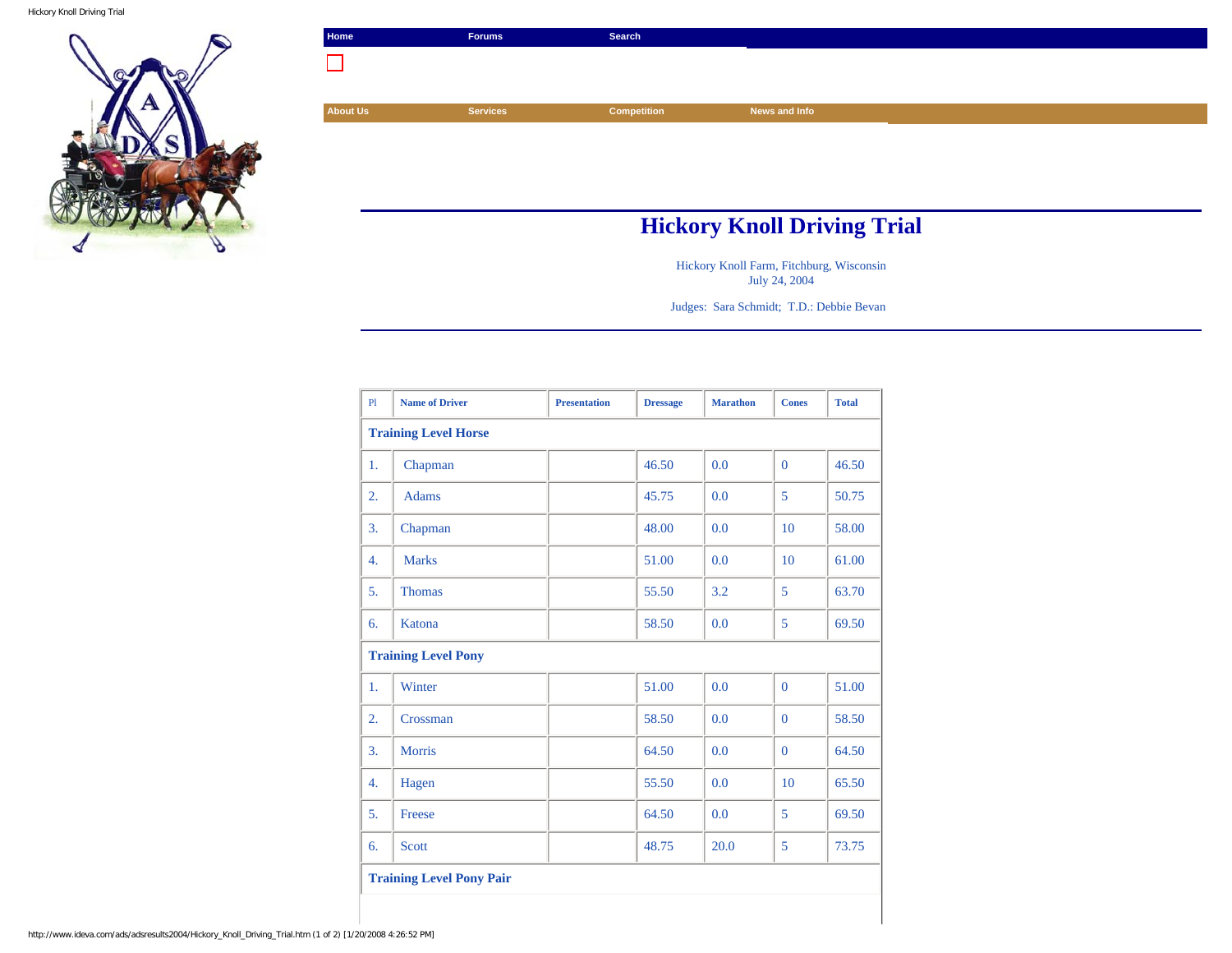Home | Forums | Search

About Us | Services | Competition | News and Info

# Hickory Knoll Driving Trial

Hickory Knoll Farm, Fitchburg, Wisconsin
July 24, 2004

Judges: Sara Schmidt; T.D.: Debbie Bevan

| Pl | Name of Driver | Presentation | Dressage | Marathon | Cones | Total |
|---|---|---|---|---|---|---|
| **Training Level Horse** | | | | | | |
| 1. | Chapman | | 46.50 | 0.0 | 0 | 46.50 |
| 2. | Adams | | 45.75 | 0.0 | 5 | 50.75 |
| 3. | Chapman | | 48.00 | 0.0 | 10 | 58.00 |
| 4. | Marks | | 51.00 | 0.0 | 10 | 61.00 |
| 5. | Thomas | | 55.50 | 3.2 | 5 | 63.70 |
| 6. | Katona | | 58.50 | 0.0 | 5 | 69.50 |
| **Training Level Pony** | | | | | | |
| 1. | Winter | | 51.00 | 0.0 | 0 | 51.00 |
| 2. | Crossman | | 58.50 | 0.0 | 0 | 58.50 |
| 3. | Morris | | 64.50 | 0.0 | 0 | 64.50 |
| 4. | Hagen | | 55.50 | 0.0 | 10 | 65.50 |
| 5. | Freese | | 64.50 | 0.0 | 5 | 69.50 |
| 6. | Scott | | 48.75 | 20.0 | 5 | 73.75 |
| **Training Level Pony Pair** | | | | | | |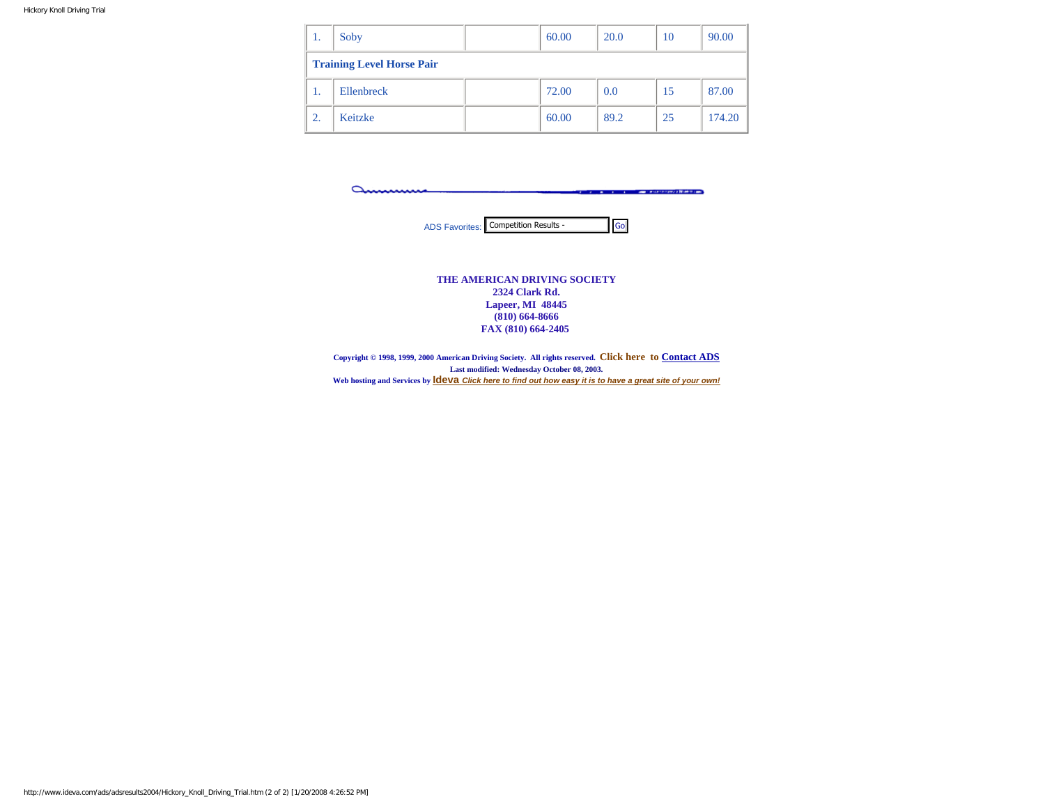| | | | | | | |
|---|---|---|---|---|---|---|
| 1. | Soby | | 60.00 | 20.0 | 10 | 90.00 |
| **Training Level Horse Pair** | | | | | | |
| 1. | Ellenbreck | | 72.00 | 0.0 | 15 | 87.00 |
| 2. | Keitzke | | 60.00 | 89.2 | 25 | 174.20 |

ADS Favorites: Competition Results - Go

**THE AMERICAN DRIVING SOCIETY**
**2324 Clark Rd.**
**Lapeer, MI 48445**
**(810) 664-8666**
**FAX (810) 664-2405**

**Copyright © 1998, 1999, 2000 American Driving Society. All rights reserved. Click here to Contact ADS**
**Last modified: Wednesday October 08, 2003.**
**Web hosting and Services by Ideva *Click here to find out how easy it is to have a great site of your own!***